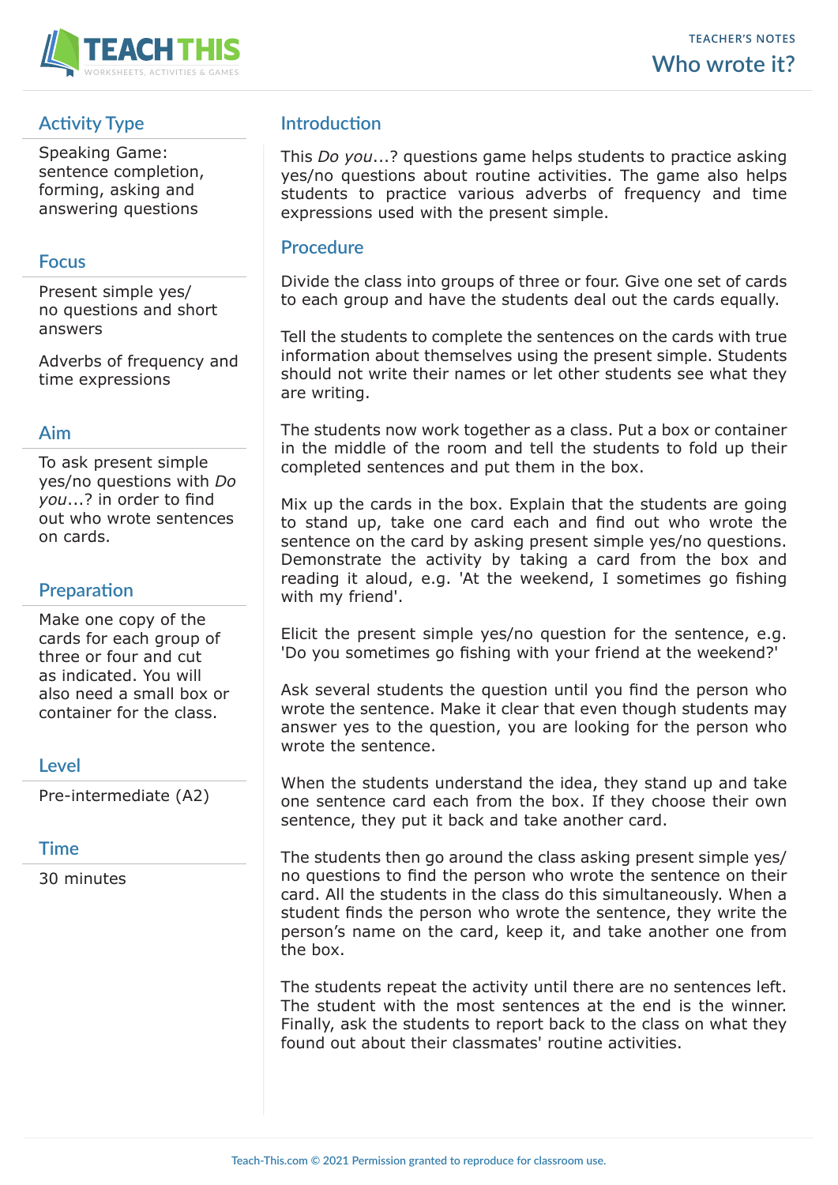TEACHER'S NOTES

# Who wrote it?

## Activity Type

Speaking Game: sentence completion, forming, asking and answering questions

## Focus

Present simple yes/no questions and short answers

Adverbs of frequency and time expressions

## Aim

To ask present simple yes/no questions with *Do you*...? in order to find out who wrote sentences on cards.

## Preparation

Make one copy of the cards for each group of three or four and cut as indicated. You will also need a small box or container for the class.

## Level

Pre-intermediate (A2)

## Time

30 minutes

## Introduction

This *Do you*...? questions game helps students to practice asking yes/no questions about routine activities. The game also helps students to practice various adverbs of frequency and time expressions used with the present simple.

## Procedure

Divide the class into groups of three or four. Give one set of cards to each group and have the students deal out the cards equally.

Tell the students to complete the sentences on the cards with true information about themselves using the present simple. Students should not write their names or let other students see what they are writing.

The students now work together as a class. Put a box or container in the middle of the room and tell the students to fold up their completed sentences and put them in the box.

Mix up the cards in the box. Explain that the students are going to stand up, take one card each and find out who wrote the sentence on the card by asking present simple yes/no questions. Demonstrate the activity by taking a card from the box and reading it aloud, e.g. 'At the weekend, I sometimes go fishing with my friend'.

Elicit the present simple yes/no question for the sentence, e.g. 'Do you sometimes go fishing with your friend at the weekend?'

Ask several students the question until you find the person who wrote the sentence. Make it clear that even though students may answer yes to the question, you are looking for the person who wrote the sentence.

When the students understand the idea, they stand up and take one sentence card each from the box. If they choose their own sentence, they put it back and take another card.

The students then go around the class asking present simple yes/no questions to find the person who wrote the sentence on their card. All the students in the class do this simultaneously. When a student finds the person who wrote the sentence, they write the person's name on the card, keep it, and take another one from the box.

The students repeat the activity until there are no sentences left. The student with the most sentences at the end is the winner. Finally, ask the students to report back to the class on what they found out about their classmates' routine activities.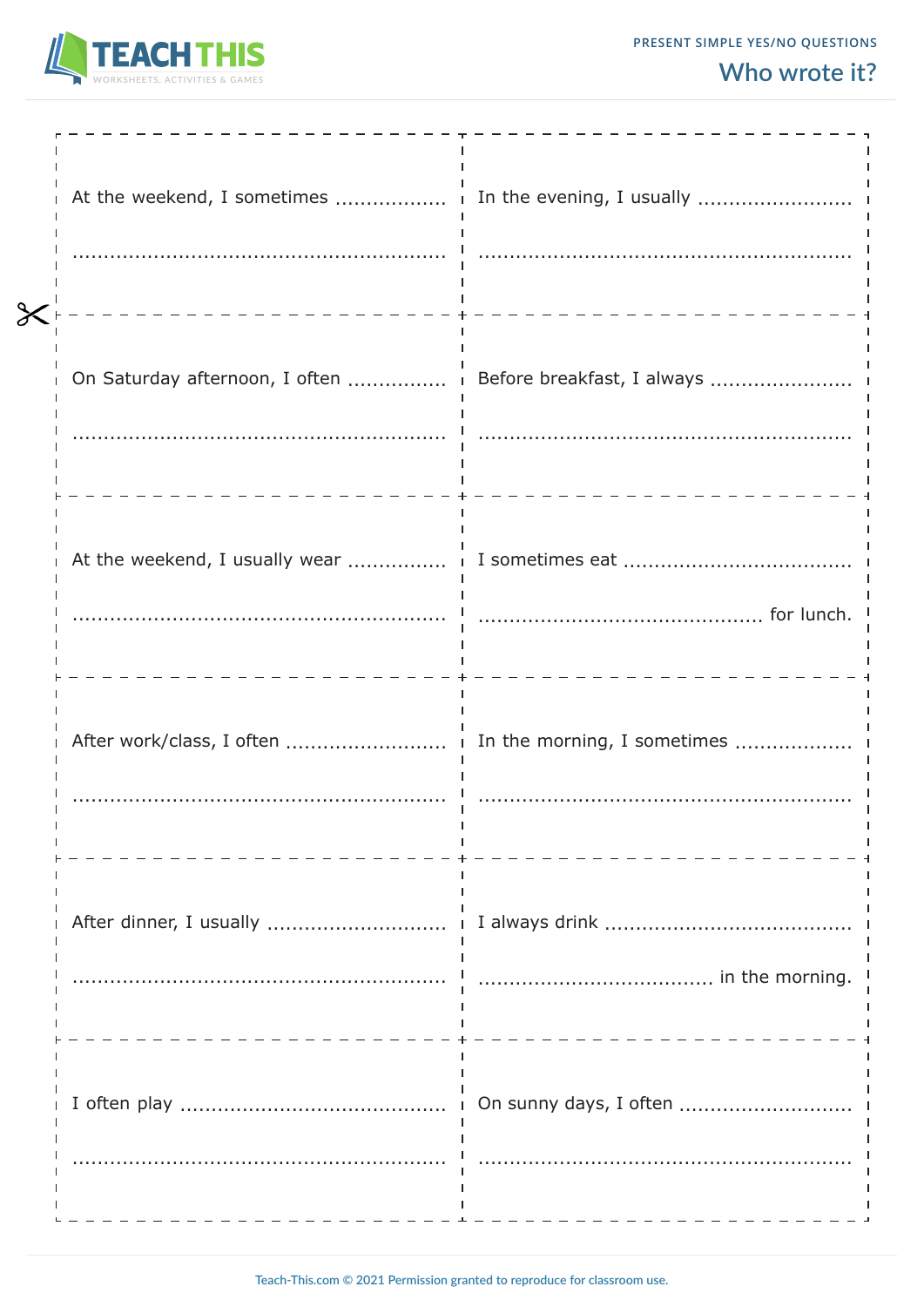## PRESENT SIMPLE YES/NO QUESTIONS

# Who wrote it?

| | |
|---|---|
| At the weekend, I sometimes .................. <br><br> .......................................................... | In the evening, I usually ......................... <br><br> .......................................................... |
| On Saturday afternoon, I often ................ <br><br> .......................................................... | Before breakfast, I always ....................... <br><br> .......................................................... |
| At the weekend, I usually wear ................ <br><br> .......................................................... | I sometimes eat .................................... <br><br> ............................................. for lunch. |
| After work/class, I often .......................... <br><br> .......................................................... | In the morning, I sometimes ................... <br><br> .......................................................... |
| After dinner, I usually ............................. <br><br> .......................................................... | I always drink ....................................... <br><br> ...................................... in the morning. |
| I often play .......................................... <br><br> .......................................................... | On sunny days, I often ............................ <br><br> .......................................................... |

Teach-This.com © 2021 Permission granted to reproduce for classroom use.